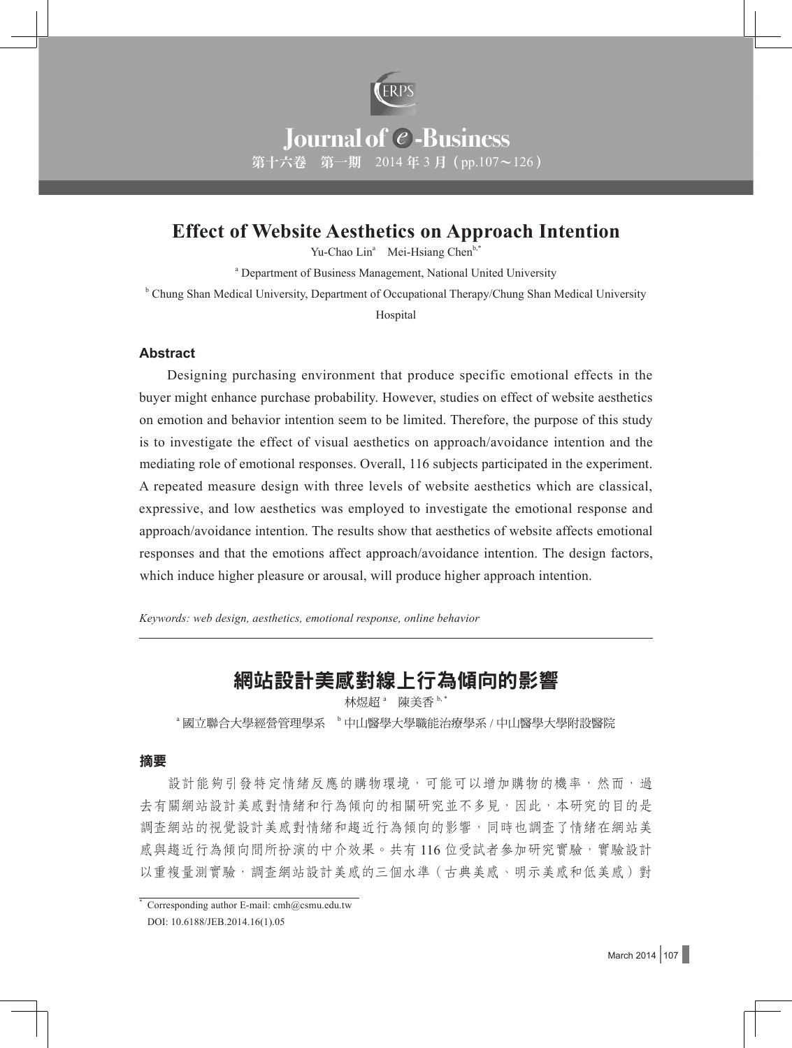# Effect of Website Aesthetics on Approach Intention

Yu-Chao Lin[a] Mei-Hsiang Chen[b,*]

[a] Department of Business Management, National United University

[b] Chung Shan Medical University, Department of Occupational Therapy/Chung Shan Medical University Hospital

## Abstract

Designing purchasing environment that produce specific emotional effects in the buyer might enhance purchase probability. However, studies on effect of website aesthetics on emotion and behavior intention seem to be limited. Therefore, the purpose of this study is to investigate the effect of visual aesthetics on approach/avoidance intention and the mediating role of emotional responses. Overall, 116 subjects participated in the experiment. A repeated measure design with three levels of website aesthetics which are classical, expressive, and low aesthetics was employed to investigate the emotional response and approach/avoidance intention. The results show that aesthetics of website affects emotional responses and that the emotions affect approach/avoidance intention. The design factors, which induce higher pleasure or arousal, will produce higher approach intention.

*Keywords: web design, aesthetics, emotional response, online behavior*

---

# 網站設計美感對線上行為傾向的影響

林煜超[a] 陳美香[b,*]

[a] 國立聯合大學經營管理學系 [b] 中山醫學大學職能治療學系 / 中山醫學大學附設醫院

## 摘要

設計能夠引發特定情緒反應的購物環境，可能可以增加購物的機率，然而，過去有關網站設計美感對情緒和行為傾向的相關研究並不多見，因此，本研究的目的是調查網站的視覺設計美感對情緒和趨近行為傾向的影響，同時也調查了情緒在網站美感與趨近行為傾向間所扮演的中介效果。共有 116 位受試者參加研究實驗，實驗設計以重複量測實驗，調查網站設計美感的三個水準（古典美感、明示美感和低美感）對

---

* Corresponding author E-mail: cmh@csmu.edu.tw

DOI: 10.6188/JEB.2014.16(1).05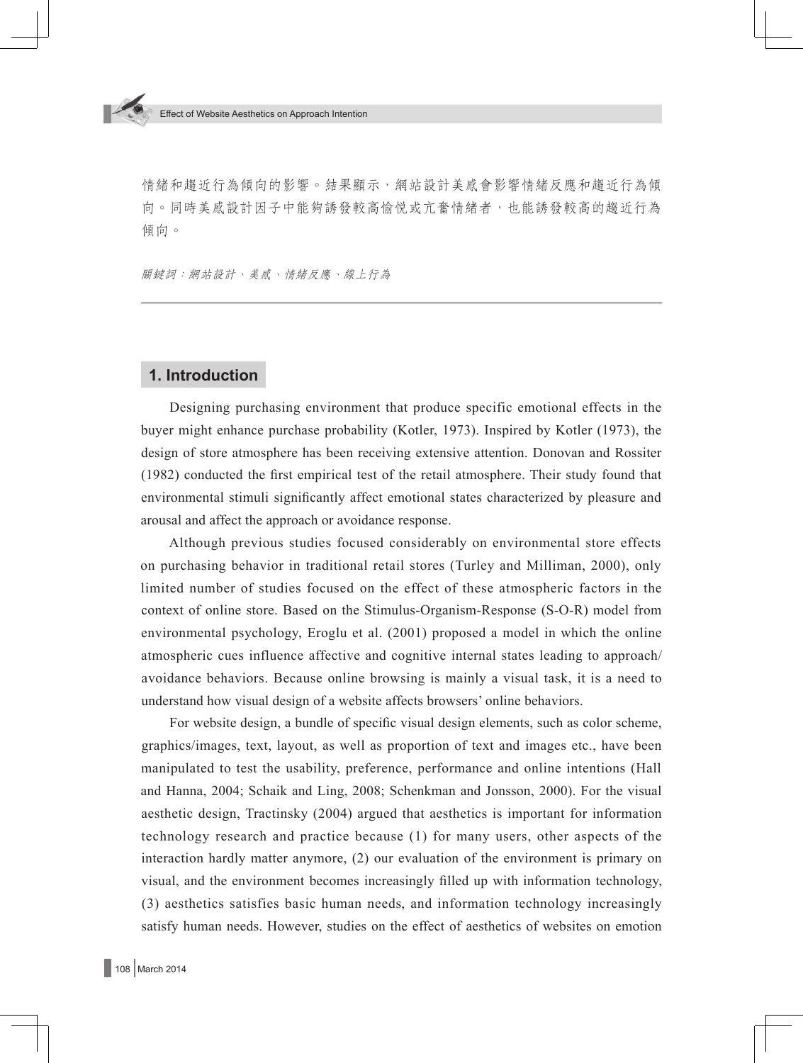情緒和趨近行為傾向的影響。結果顯示，網站設計美感會影響情緒反應和趨近行為傾向。同時美感設計因子中能夠誘發較高愉悅或亢奮情緒者，也能誘發較高的趨近行為傾向。

*關鍵詞：網站設計、美感、情緒反應、線上行為*

---

## 1. Introduction

Designing purchasing environment that produce specific emotional effects in the buyer might enhance purchase probability (Kotler, 1973). Inspired by Kotler (1973), the design of store atmosphere has been receiving extensive attention. Donovan and Rossiter (1982) conducted the first empirical test of the retail atmosphere. Their study found that environmental stimuli significantly affect emotional states characterized by pleasure and arousal and affect the approach or avoidance response.

Although previous studies focused considerably on environmental store effects on purchasing behavior in traditional retail stores (Turley and Milliman, 2000), only limited number of studies focused on the effect of these atmospheric factors in the context of online store. Based on the Stimulus-Organism-Response (S-O-R) model from environmental psychology, Eroglu et al. (2001) proposed a model in which the online atmospheric cues influence affective and cognitive internal states leading to approach/avoidance behaviors. Because online browsing is mainly a visual task, it is a need to understand how visual design of a website affects browsers' online behaviors.

For website design, a bundle of specific visual design elements, such as color scheme, graphics/images, text, layout, as well as proportion of text and images etc., have been manipulated to test the usability, preference, performance and online intentions (Hall and Hanna, 2004; Schaik and Ling, 2008; Schenkman and Jonsson, 2000). For the visual aesthetic design, Tractinsky (2004) argued that aesthetics is important for information technology research and practice because (1) for many users, other aspects of the interaction hardly matter anymore, (2) our evaluation of the environment is primary on visual, and the environment becomes increasingly filled up with information technology, (3) aesthetics satisfies basic human needs, and information technology increasingly satisfy human needs. However, studies on the effect of aesthetics of websites on emotion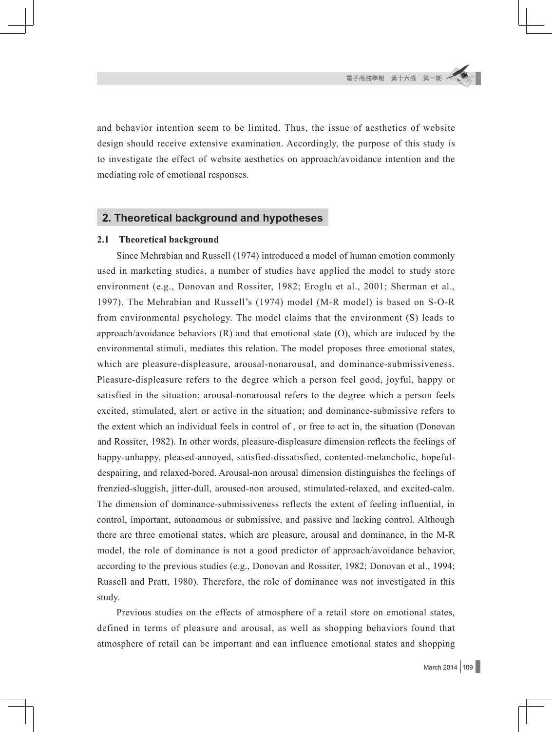and behavior intention seem to be limited. Thus, the issue of aesthetics of website design should receive extensive examination. Accordingly, the purpose of this study is to investigate the effect of website aesthetics on approach/avoidance intention and the mediating role of emotional responses.

## 2. Theoretical background and hypotheses

### 2.1 Theoretical background

Since Mehrabian and Russell (1974) introduced a model of human emotion commonly used in marketing studies, a number of studies have applied the model to study store environment (e.g., Donovan and Rossiter, 1982; Eroglu et al., 2001; Sherman et al., 1997). The Mehrabian and Russell's (1974) model (M-R model) is based on S-O-R from environmental psychology. The model claims that the environment (S) leads to approach/avoidance behaviors (R) and that emotional state (O), which are induced by the environmental stimuli, mediates this relation. The model proposes three emotional states, which are pleasure-displeasure, arousal-nonarousal, and dominance-submissiveness. Pleasure-displeasure refers to the degree which a person feel good, joyful, happy or satisfied in the situation; arousal-nonarousal refers to the degree which a person feels excited, stimulated, alert or active in the situation; and dominance-submissive refers to the extent which an individual feels in control of , or free to act in, the situation (Donovan and Rossiter, 1982). In other words, pleasure-displeasure dimension reflects the feelings of happy-unhappy, pleased-annoyed, satisfied-dissatisfied, contented-melancholic, hopeful-despairing, and relaxed-bored. Arousal-non arousal dimension distinguishes the feelings of frenzied-sluggish, jitter-dull, aroused-non aroused, stimulated-relaxed, and excited-calm. The dimension of dominance-submissiveness reflects the extent of feeling influential, in control, important, autonomous or submissive, and passive and lacking control. Although there are three emotional states, which are pleasure, arousal and dominance, in the M-R model, the role of dominance is not a good predictor of approach/avoidance behavior, according to the previous studies (e.g., Donovan and Rossiter, 1982; Donovan et al., 1994; Russell and Pratt, 1980). Therefore, the role of dominance was not investigated in this study.

Previous studies on the effects of atmosphere of a retail store on emotional states, defined in terms of pleasure and arousal, as well as shopping behaviors found that atmosphere of retail can be important and can influence emotional states and shopping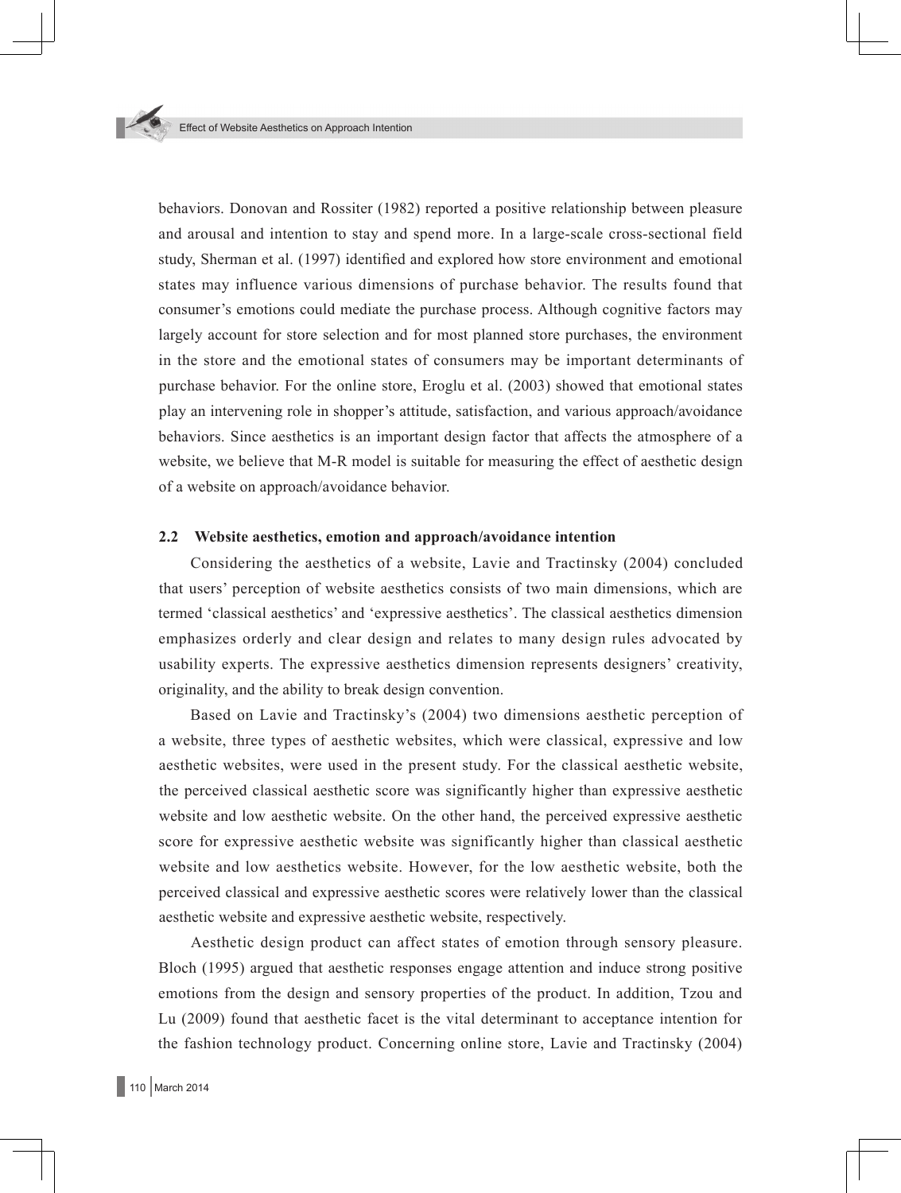behaviors. Donovan and Rossiter (1982) reported a positive relationship between pleasure and arousal and intention to stay and spend more. In a large-scale cross-sectional field study, Sherman et al. (1997) identified and explored how store environment and emotional states may influence various dimensions of purchase behavior. The results found that consumer's emotions could mediate the purchase process. Although cognitive factors may largely account for store selection and for most planned store purchases, the environment in the store and the emotional states of consumers may be important determinants of purchase behavior. For the online store, Eroglu et al. (2003) showed that emotional states play an intervening role in shopper's attitude, satisfaction, and various approach/avoidance behaviors. Since aesthetics is an important design factor that affects the atmosphere of a website, we believe that M-R model is suitable for measuring the effect of aesthetic design of a website on approach/avoidance behavior.

### 2.2 Website aesthetics, emotion and approach/avoidance intention

Considering the aesthetics of a website, Lavie and Tractinsky (2004) concluded that users' perception of website aesthetics consists of two main dimensions, which are termed 'classical aesthetics' and 'expressive aesthetics'. The classical aesthetics dimension emphasizes orderly and clear design and relates to many design rules advocated by usability experts. The expressive aesthetics dimension represents designers' creativity, originality, and the ability to break design convention.

Based on Lavie and Tractinsky's (2004) two dimensions aesthetic perception of a website, three types of aesthetic websites, which were classical, expressive and low aesthetic websites, were used in the present study. For the classical aesthetic website, the perceived classical aesthetic score was significantly higher than expressive aesthetic website and low aesthetic website. On the other hand, the perceived expressive aesthetic score for expressive aesthetic website was significantly higher than classical aesthetic website and low aesthetics website. However, for the low aesthetic website, both the perceived classical and expressive aesthetic scores were relatively lower than the classical aesthetic website and expressive aesthetic website, respectively.

Aesthetic design product can affect states of emotion through sensory pleasure. Bloch (1995) argued that aesthetic responses engage attention and induce strong positive emotions from the design and sensory properties of the product. In addition, Tzou and Lu (2009) found that aesthetic facet is the vital determinant to acceptance intention for the fashion technology product. Concerning online store, Lavie and Tractinsky (2004)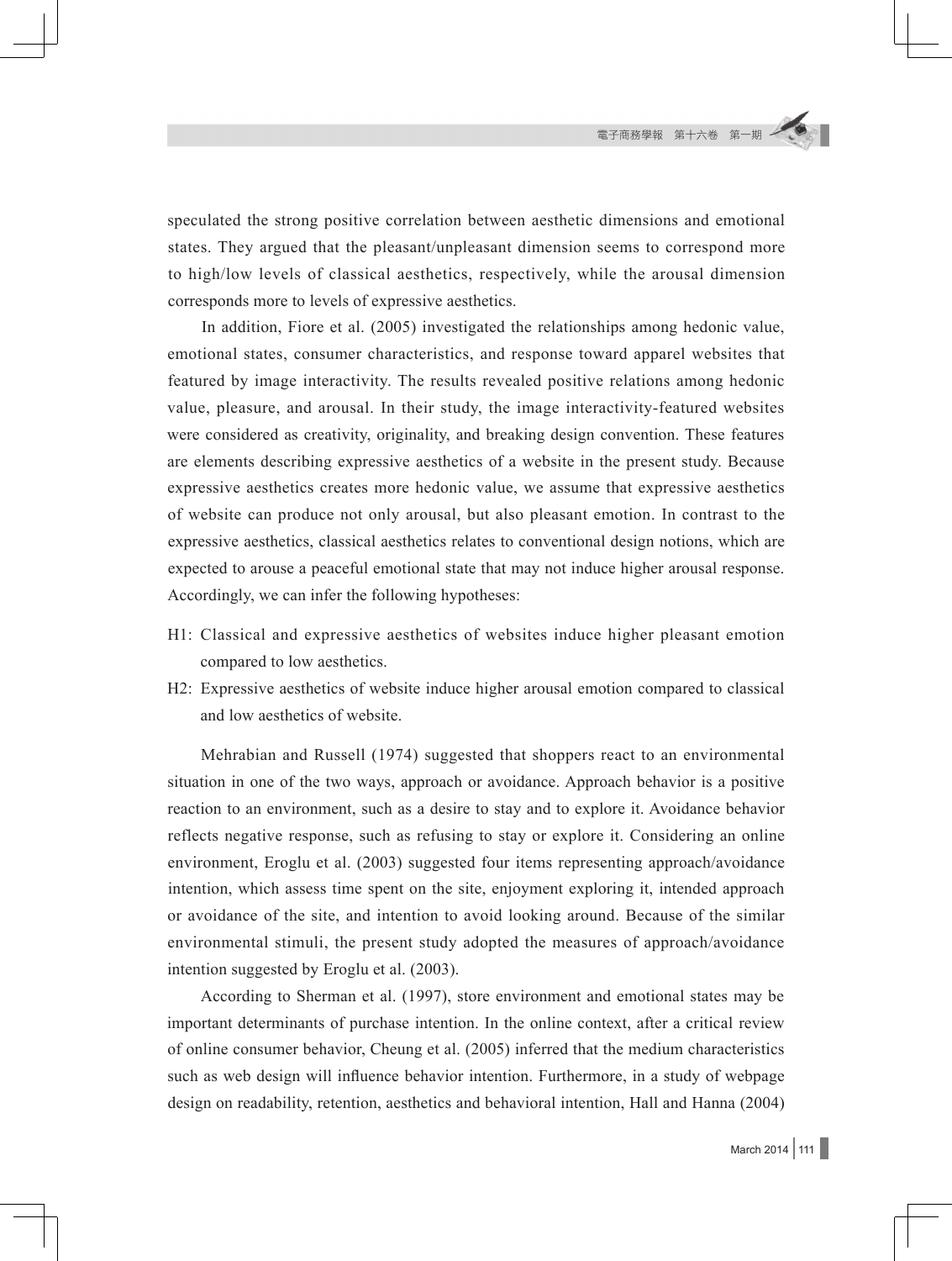speculated the strong positive correlation between aesthetic dimensions and emotional states. They argued that the pleasant/unpleasant dimension seems to correspond more to high/low levels of classical aesthetics, respectively, while the arousal dimension corresponds more to levels of expressive aesthetics.

In addition, Fiore et al. (2005) investigated the relationships among hedonic value, emotional states, consumer characteristics, and response toward apparel websites that featured by image interactivity. The results revealed positive relations among hedonic value, pleasure, and arousal. In their study, the image interactivity-featured websites were considered as creativity, originality, and breaking design convention. These features are elements describing expressive aesthetics of a website in the present study. Because expressive aesthetics creates more hedonic value, we assume that expressive aesthetics of website can produce not only arousal, but also pleasant emotion. In contrast to the expressive aesthetics, classical aesthetics relates to conventional design notions, which are expected to arouse a peaceful emotional state that may not induce higher arousal response. Accordingly, we can infer the following hypotheses:

H1: Classical and expressive aesthetics of websites induce higher pleasant emotion compared to low aesthetics.

H2: Expressive aesthetics of website induce higher arousal emotion compared to classical and low aesthetics of website.

Mehrabian and Russell (1974) suggested that shoppers react to an environmental situation in one of the two ways, approach or avoidance. Approach behavior is a positive reaction to an environment, such as a desire to stay and to explore it. Avoidance behavior reflects negative response, such as refusing to stay or explore it. Considering an online environment, Eroglu et al. (2003) suggested four items representing approach/avoidance intention, which assess time spent on the site, enjoyment exploring it, intended approach or avoidance of the site, and intention to avoid looking around. Because of the similar environmental stimuli, the present study adopted the measures of approach/avoidance intention suggested by Eroglu et al. (2003).

According to Sherman et al. (1997), store environment and emotional states may be important determinants of purchase intention. In the online context, after a critical review of online consumer behavior, Cheung et al. (2005) inferred that the medium characteristics such as web design will influence behavior intention. Furthermore, in a study of webpage design on readability, retention, aesthetics and behavioral intention, Hall and Hanna (2004)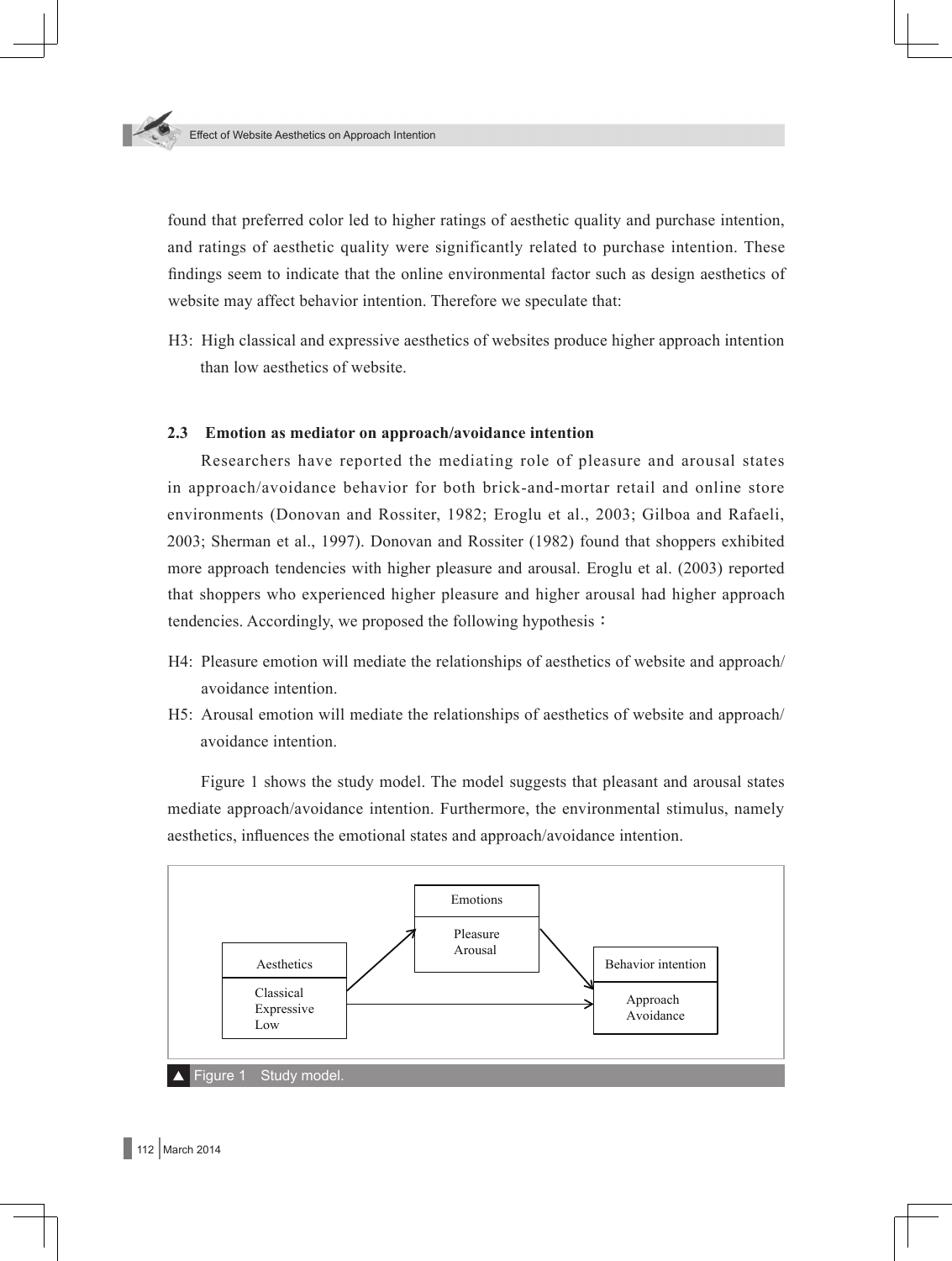found that preferred color led to higher ratings of aesthetic quality and purchase intention, and ratings of aesthetic quality were significantly related to purchase intention. These findings seem to indicate that the online environmental factor such as design aesthetics of website may affect behavior intention. Therefore we speculate that:

H3: High classical and expressive aesthetics of websites produce higher approach intention than low aesthetics of website.

### 2.3 Emotion as mediator on approach/avoidance intention

Researchers have reported the mediating role of pleasure and arousal states in approach/avoidance behavior for both brick-and-mortar retail and online store environments (Donovan and Rossiter, 1982; Eroglu et al., 2003; Gilboa and Rafaeli, 2003; Sherman et al., 1997). Donovan and Rossiter (1982) found that shoppers exhibited more approach tendencies with higher pleasure and arousal. Eroglu et al. (2003) reported that shoppers who experienced higher pleasure and higher arousal had higher approach tendencies. Accordingly, we proposed the following hypothesis：

H4: Pleasure emotion will mediate the relationships of aesthetics of website and approach/avoidance intention.

H5: Arousal emotion will mediate the relationships of aesthetics of website and approach/avoidance intention.

Figure 1 shows the study model. The model suggests that pleasant and arousal states mediate approach/avoidance intention. Furthermore, the environmental stimulus, namely aesthetics, influences the emotional states and approach/avoidance intention.

Aesthetics: Classical, Expressive, Low → Emotions: Pleasure, Arousal → Behavior intention: Approach, Avoidance

Figure 1 Study model.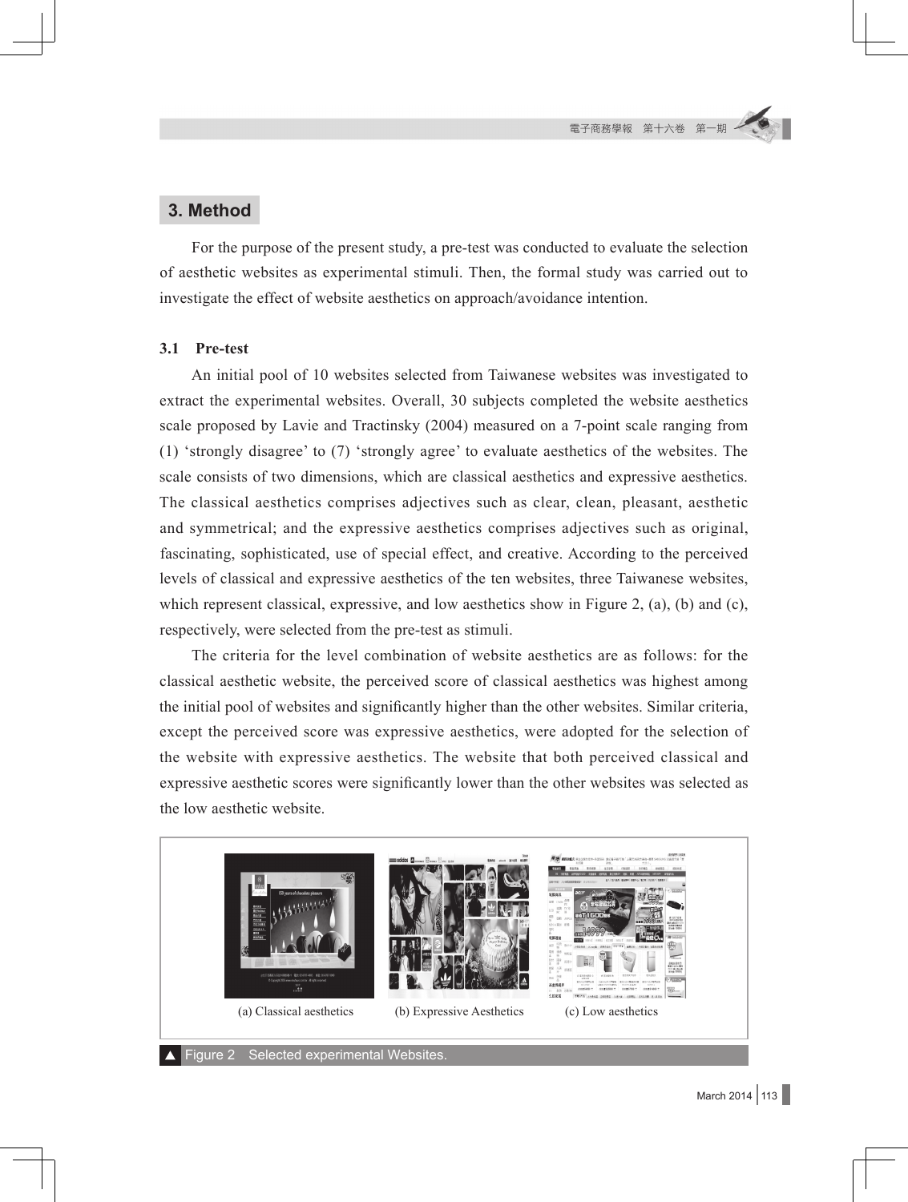## 3. Method

For the purpose of the present study, a pre-test was conducted to evaluate the selection of aesthetic websites as experimental stimuli. Then, the formal study was carried out to investigate the effect of website aesthetics on approach/avoidance intention.

### 3.1 Pre-test

An initial pool of 10 websites selected from Taiwanese websites was investigated to extract the experimental websites. Overall, 30 subjects completed the website aesthetics scale proposed by Lavie and Tractinsky (2004) measured on a 7-point scale ranging from (1) 'strongly disagree' to (7) 'strongly agree' to evaluate aesthetics of the websites. The scale consists of two dimensions, which are classical aesthetics and expressive aesthetics. The classical aesthetics comprises adjectives such as clear, clean, pleasant, aesthetic and symmetrical; and the expressive aesthetics comprises adjectives such as original, fascinating, sophisticated, use of special effect, and creative. According to the perceived levels of classical and expressive aesthetics of the ten websites, three Taiwanese websites, which represent classical, expressive, and low aesthetics show in Figure 2, (a), (b) and (c), respectively, were selected from the pre-test as stimuli.

The criteria for the level combination of website aesthetics are as follows: for the classical aesthetic website, the perceived score of classical aesthetics was highest among the initial pool of websites and significantly higher than the other websites. Similar criteria, except the perceived score was expressive aesthetics, were adopted for the selection of the website with expressive aesthetics. The website that both perceived classical and expressive aesthetic scores were significantly lower than the other websites was selected as the low aesthetic website.

(a) Classical aesthetics (b) Expressive Aesthetics (c) Low aesthetics

Figure 2 Selected experimental Websites.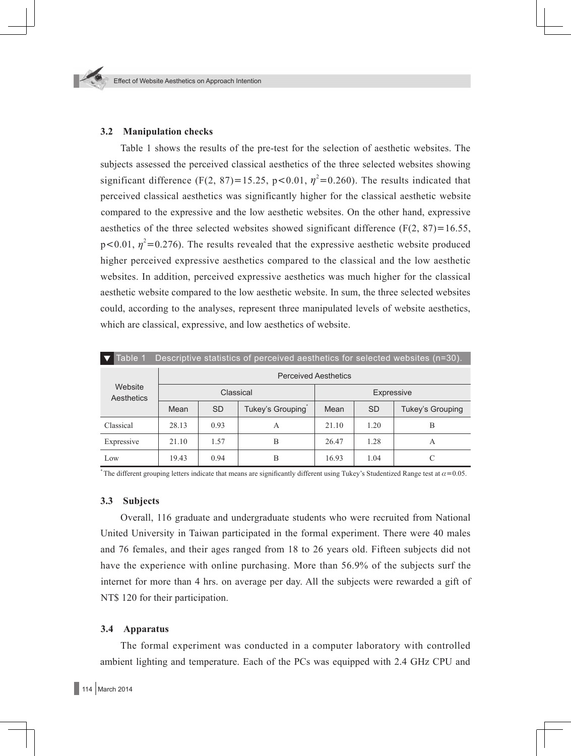### 3.2 Manipulation checks

Table 1 shows the results of the pre-test for the selection of aesthetic websites. The subjects assessed the perceived classical aesthetics of the three selected websites showing significant difference ($F(2, 87)=15.25$, $p<0.01$, $\eta^2=0.260$). The results indicated that perceived classical aesthetics was significantly higher for the classical aesthetic website compared to the expressive and the low aesthetic websites. On the other hand, expressive aesthetics of the three selected websites showed significant difference ($F(2, 87)=16.55$, $p<0.01$, $\eta^2=0.276$). The results revealed that the expressive aesthetic website produced higher perceived expressive aesthetics compared to the classical and the low aesthetic websites. In addition, perceived expressive aesthetics was much higher for the classical aesthetic website compared to the low aesthetic website. In sum, the three selected websites could, according to the analyses, represent three manipulated levels of website aesthetics, which are classical, expressive, and low aesthetics of website.

Table 1 Descriptive statistics of perceived aesthetics for selected websites (n=30).

| Website Aesthetics | Perceived Aesthetics | | | | | |
|---|---|---|---|---|---|---|
| | Classical | | | Expressive | | |
| | Mean | SD | Tukey's Grouping* | Mean | SD | Tukey's Grouping |
| Classical | 28.13 | 0.93 | A | 21.10 | 1.20 | B |
| Expressive | 21.10 | 1.57 | B | 26.47 | 1.28 | A |
| Low | 19.43 | 0.94 | B | 16.93 | 1.04 | C |

*The different grouping letters indicate that means are significantly different using Tukey's Studentized Range test at $\alpha=0.05$.

### 3.3 Subjects

Overall, 116 graduate and undergraduate students who were recruited from National United University in Taiwan participated in the formal experiment. There were 40 males and 76 females, and their ages ranged from 18 to 26 years old. Fifteen subjects did not have the experience with online purchasing. More than 56.9% of the subjects surf the internet for more than 4 hrs. on average per day. All the subjects were rewarded a gift of NT$ 120 for their participation.

### 3.4 Apparatus

The formal experiment was conducted in a computer laboratory with controlled ambient lighting and temperature. Each of the PCs was equipped with 2.4 GHz CPU and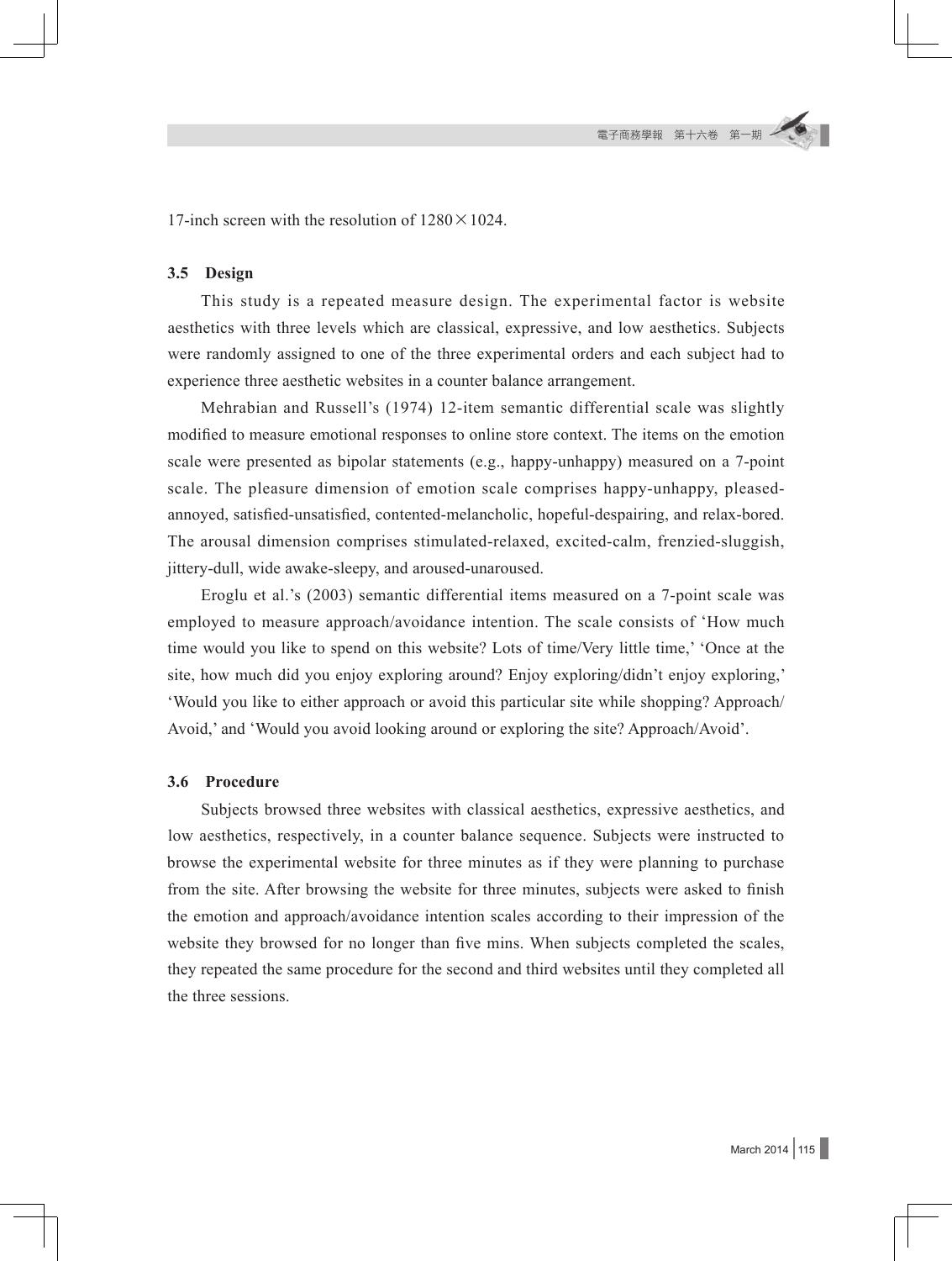17-inch screen with the resolution of 1280×1024.

### 3.5 Design

This study is a repeated measure design. The experimental factor is website aesthetics with three levels which are classical, expressive, and low aesthetics. Subjects were randomly assigned to one of the three experimental orders and each subject had to experience three aesthetic websites in a counter balance arrangement.

Mehrabian and Russell's (1974) 12-item semantic differential scale was slightly modified to measure emotional responses to online store context. The items on the emotion scale were presented as bipolar statements (e.g., happy-unhappy) measured on a 7-point scale. The pleasure dimension of emotion scale comprises happy-unhappy, pleased-annoyed, satisfied-unsatisfied, contented-melancholic, hopeful-despairing, and relax-bored. The arousal dimension comprises stimulated-relaxed, excited-calm, frenzied-sluggish, jittery-dull, wide awake-sleepy, and aroused-unaroused.

Eroglu et al.'s (2003) semantic differential items measured on a 7-point scale was employed to measure approach/avoidance intention. The scale consists of 'How much time would you like to spend on this website? Lots of time/Very little time,' 'Once at the site, how much did you enjoy exploring around? Enjoy exploring/didn't enjoy exploring,' 'Would you like to either approach or avoid this particular site while shopping? Approach/Avoid,' and 'Would you avoid looking around or exploring the site? Approach/Avoid'.

### 3.6 Procedure

Subjects browsed three websites with classical aesthetics, expressive aesthetics, and low aesthetics, respectively, in a counter balance sequence. Subjects were instructed to browse the experimental website for three minutes as if they were planning to purchase from the site. After browsing the website for three minutes, subjects were asked to finish the emotion and approach/avoidance intention scales according to their impression of the website they browsed for no longer than five mins. When subjects completed the scales, they repeated the same procedure for the second and third websites until they completed all the three sessions.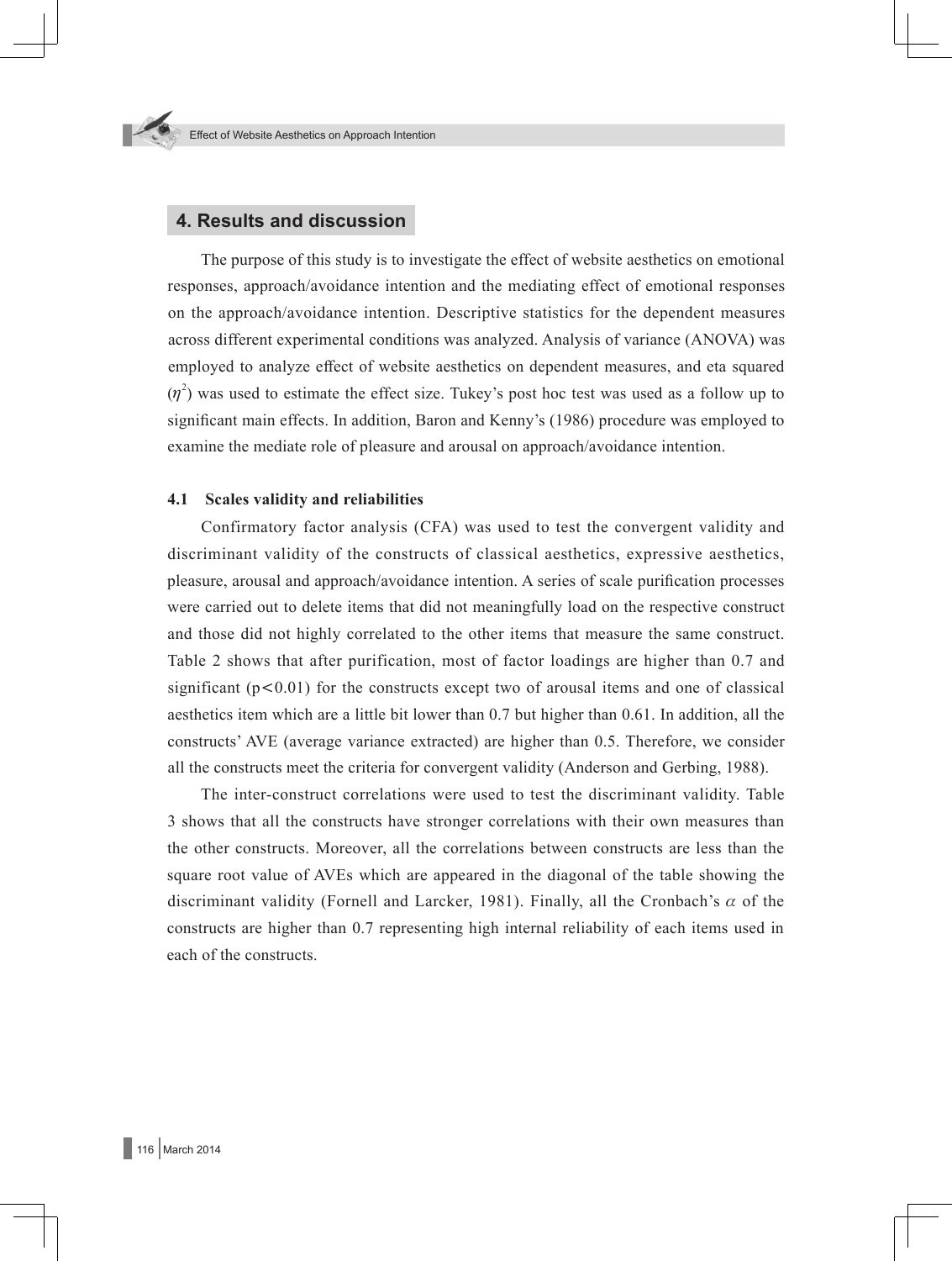## 4. Results and discussion

The purpose of this study is to investigate the effect of website aesthetics on emotional responses, approach/avoidance intention and the mediating effect of emotional responses on the approach/avoidance intention. Descriptive statistics for the dependent measures across different experimental conditions was analyzed. Analysis of variance (ANOVA) was employed to analyze effect of website aesthetics on dependent measures, and eta squared ($\eta^2$) was used to estimate the effect size. Tukey's post hoc test was used as a follow up to significant main effects. In addition, Baron and Kenny's (1986) procedure was employed to examine the mediate role of pleasure and arousal on approach/avoidance intention.

### 4.1 Scales validity and reliabilities

Confirmatory factor analysis (CFA) was used to test the convergent validity and discriminant validity of the constructs of classical aesthetics, expressive aesthetics, pleasure, arousal and approach/avoidance intention. A series of scale purification processes were carried out to delete items that did not meaningfully load on the respective construct and those did not highly correlated to the other items that measure the same construct. Table 2 shows that after purification, most of factor loadings are higher than 0.7 and significant ($p<0.01$) for the constructs except two of arousal items and one of classical aesthetics item which are a little bit lower than 0.7 but higher than 0.61. In addition, all the constructs' AVE (average variance extracted) are higher than 0.5. Therefore, we consider all the constructs meet the criteria for convergent validity (Anderson and Gerbing, 1988).

The inter-construct correlations were used to test the discriminant validity. Table 3 shows that all the constructs have stronger correlations with their own measures than the other constructs. Moreover, all the correlations between constructs are less than the square root value of AVEs which are appeared in the diagonal of the table showing the discriminant validity (Fornell and Larcker, 1981). Finally, all the Cronbach's $\alpha$ of the constructs are higher than 0.7 representing high internal reliability of each items used in each of the constructs.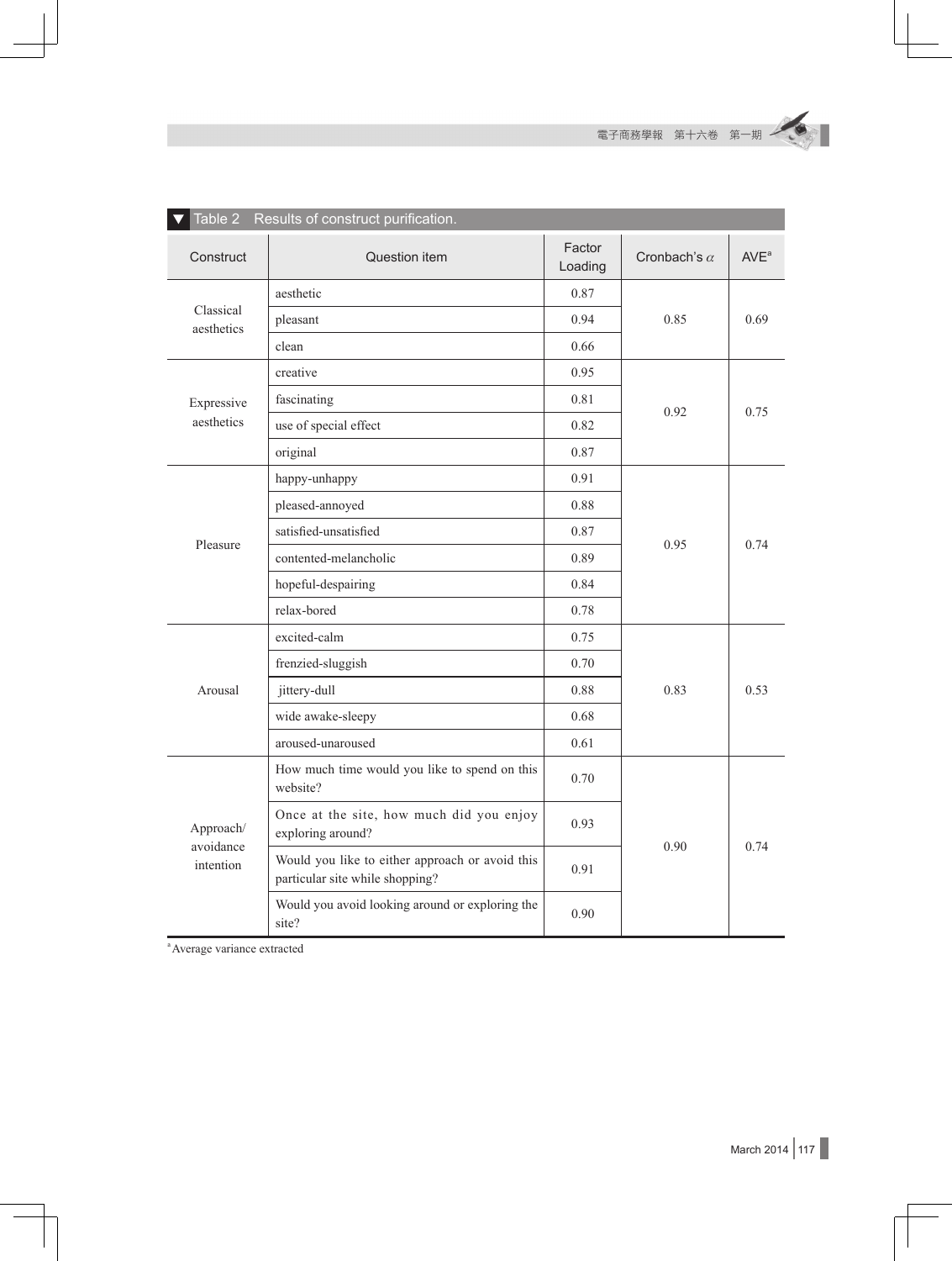Table 2 Results of construct purification.

| Construct | Question item | Factor Loading | Cronbach's $\alpha$ | AVE[a] |
|---|---|---|---|---|
| Classical aesthetics | aesthetic | 0.87 | 0.85 | 0.69 |
| | pleasant | 0.94 | | |
| | clean | 0.66 | | |
| Expressive aesthetics | creative | 0.95 | 0.92 | 0.75 |
| | fascinating | 0.81 | | |
| | use of special effect | 0.82 | | |
| | original | 0.87 | | |
| Pleasure | happy-unhappy | 0.91 | 0.95 | 0.74 |
| | pleased-annoyed | 0.88 | | |
| | satisfied-unsatisfied | 0.87 | | |
| | contented-melancholic | 0.89 | | |
| | hopeful-despairing | 0.84 | | |
| | relax-bored | 0.78 | | |
| Arousal | excited-calm | 0.75 | 0.83 | 0.53 |
| | frenzied-sluggish | 0.70 | | |
| | jittery-dull | 0.88 | | |
| | wide awake-sleepy | 0.68 | | |
| | aroused-unaroused | 0.61 | | |
| Approach/avoidance intention | How much time would you like to spend on this website? | 0.70 | 0.90 | 0.74 |
| | Once at the site, how much did you enjoy exploring around? | 0.93 | | |
| | Would you like to either approach or avoid this particular site while shopping? | 0.91 | | |
| | Would you avoid looking around or exploring the site? | 0.90 | | |

[a] Average variance extracted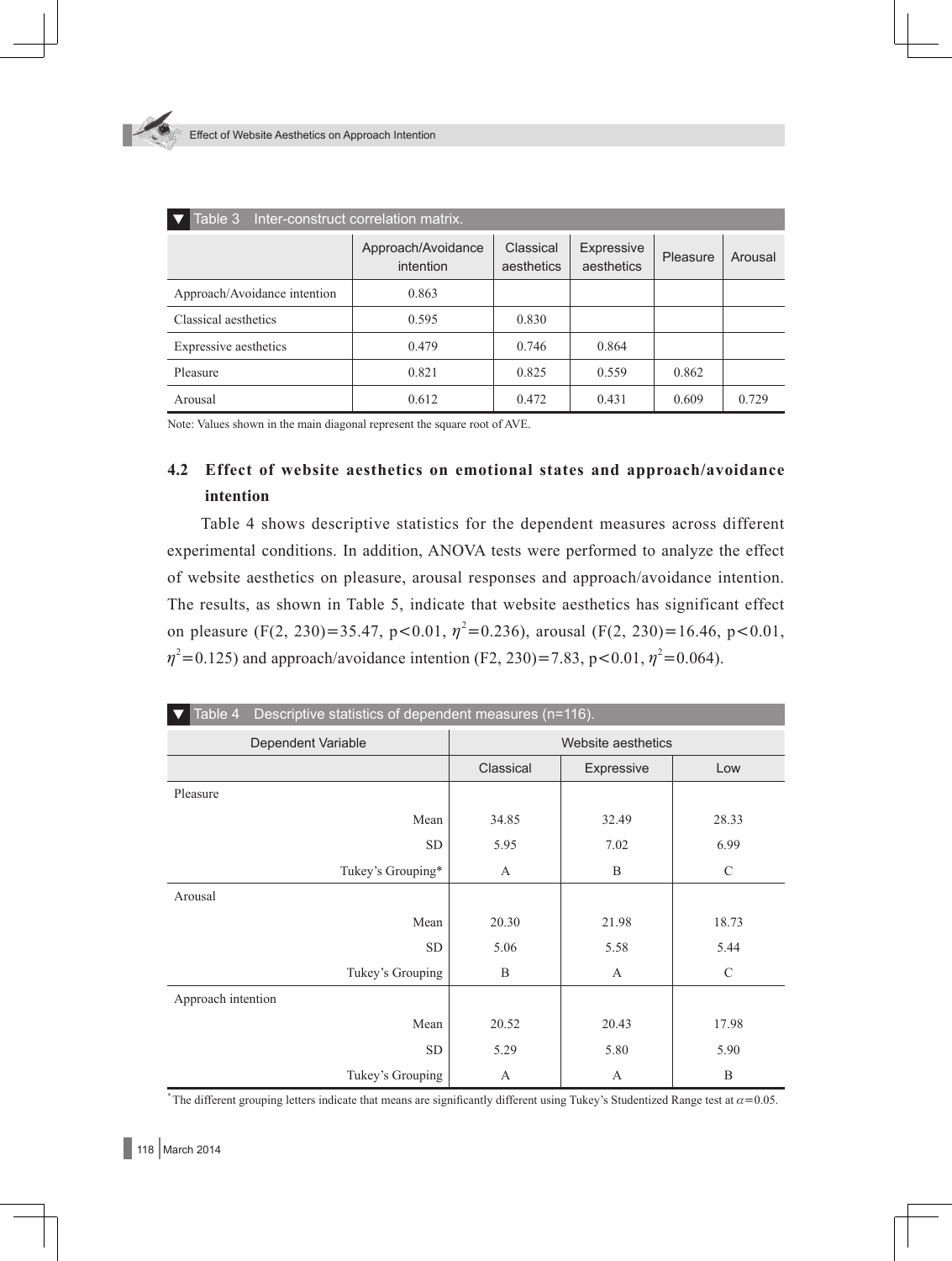Table 3 Inter-construct correlation matrix.

| | Approach/Avoidance intention | Classical aesthetics | Expressive aesthetics | Pleasure | Arousal |
|---|---|---|---|---|---|
| Approach/Avoidance intention | 0.863 | | | | |
| Classical aesthetics | 0.595 | 0.830 | | | |
| Expressive aesthetics | 0.479 | 0.746 | 0.864 | | |
| Pleasure | 0.821 | 0.825 | 0.559 | 0.862 | |
| Arousal | 0.612 | 0.472 | 0.431 | 0.609 | 0.729 |

Note: Values shown in the main diagonal represent the square root of AVE.

## 4.2 Effect of website aesthetics on emotional states and approach/avoidance intention

Table 4 shows descriptive statistics for the dependent measures across different experimental conditions. In addition, ANOVA tests were performed to analyze the effect of website aesthetics on pleasure, arousal responses and approach/avoidance intention. The results, as shown in Table 5, indicate that website aesthetics has significant effect on pleasure ($F(2, 230)=35.47$, $p<0.01$, $\eta^2=0.236$), arousal ($F(2, 230)=16.46$, $p<0.01$, $\eta^2=0.125$) and approach/avoidance intention ($F2, 230)=7.83$, $p<0.01$, $\eta^2=0.064$).

Table 4 Descriptive statistics of dependent measures (n=116).

| Dependent Variable | Website aesthetics | | |
|---|---|---|---|
| | Classical | Expressive | Low |
| Pleasure | | | |
| Mean | 34.85 | 32.49 | 28.33 |
| SD | 5.95 | 7.02 | 6.99 |
| Tukey's Grouping* | A | B | C |
| Arousal | | | |
| Mean | 20.30 | 21.98 | 18.73 |
| SD | 5.06 | 5.58 | 5.44 |
| Tukey's Grouping | B | A | C |
| Approach intention | | | |
| Mean | 20.52 | 20.43 | 17.98 |
| SD | 5.29 | 5.80 | 5.90 |
| Tukey's Grouping | A | A | B |

* The different grouping letters indicate that means are significantly different using Tukey's Studentized Range test at $\alpha=0.05$.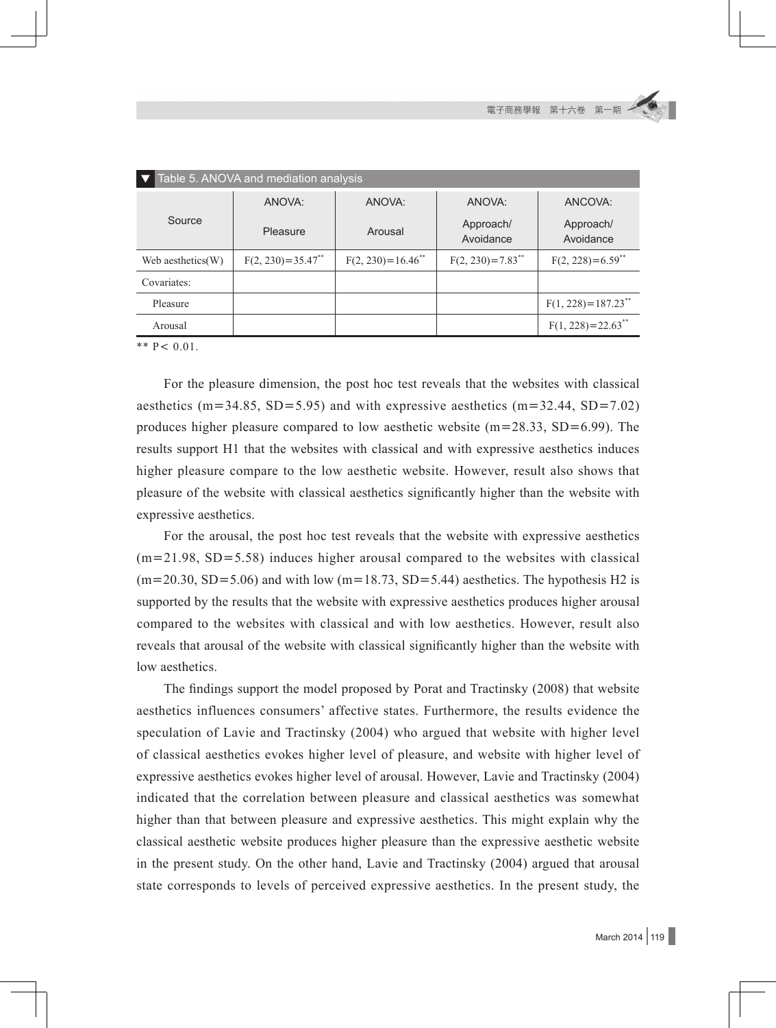Table 5. ANOVA and mediation analysis

| Source | ANOVA: Pleasure | ANOVA: Arousal | ANOVA: Approach/ Avoidance | ANCOVA: Approach/ Avoidance |
|---|---|---|---|---|
| Web aesthetics(W) | $F(2, 230)=35.47^{**}$ | $F(2, 230)=16.46^{**}$ | $F(2, 230)=7.83^{**}$ | $F(2, 228)=6.59^{**}$ |
| Covariates: | | | | |
| Pleasure | | | | $F(1, 228)=187.23^{**}$ |
| Arousal | | | | $F(1, 228)=22.63^{**}$ |

** $P< 0.01$.

For the pleasure dimension, the post hoc test reveals that the websites with classical aesthetics (m=34.85, SD=5.95) and with expressive aesthetics (m=32.44, SD=7.02) produces higher pleasure compared to low aesthetic website (m=28.33, SD=6.99). The results support H1 that the websites with classical and with expressive aesthetics induces higher pleasure compare to the low aesthetic website. However, result also shows that pleasure of the website with classical aesthetics significantly higher than the website with expressive aesthetics.

For the arousal, the post hoc test reveals that the website with expressive aesthetics (m=21.98, SD=5.58) induces higher arousal compared to the websites with classical (m=20.30, SD=5.06) and with low (m=18.73, SD=5.44) aesthetics. The hypothesis H2 is supported by the results that the website with expressive aesthetics produces higher arousal compared to the websites with classical and with low aesthetics. However, result also reveals that arousal of the website with classical significantly higher than the website with low aesthetics.

The findings support the model proposed by Porat and Tractinsky (2008) that website aesthetics influences consumers' affective states. Furthermore, the results evidence the speculation of Lavie and Tractinsky (2004) who argued that website with higher level of classical aesthetics evokes higher level of pleasure, and website with higher level of expressive aesthetics evokes higher level of arousal. However, Lavie and Tractinsky (2004) indicated that the correlation between pleasure and classical aesthetics was somewhat higher than that between pleasure and expressive aesthetics. This might explain why the classical aesthetic website produces higher pleasure than the expressive aesthetic website in the present study. On the other hand, Lavie and Tractinsky (2004) argued that arousal state corresponds to levels of perceived expressive aesthetics. In the present study, the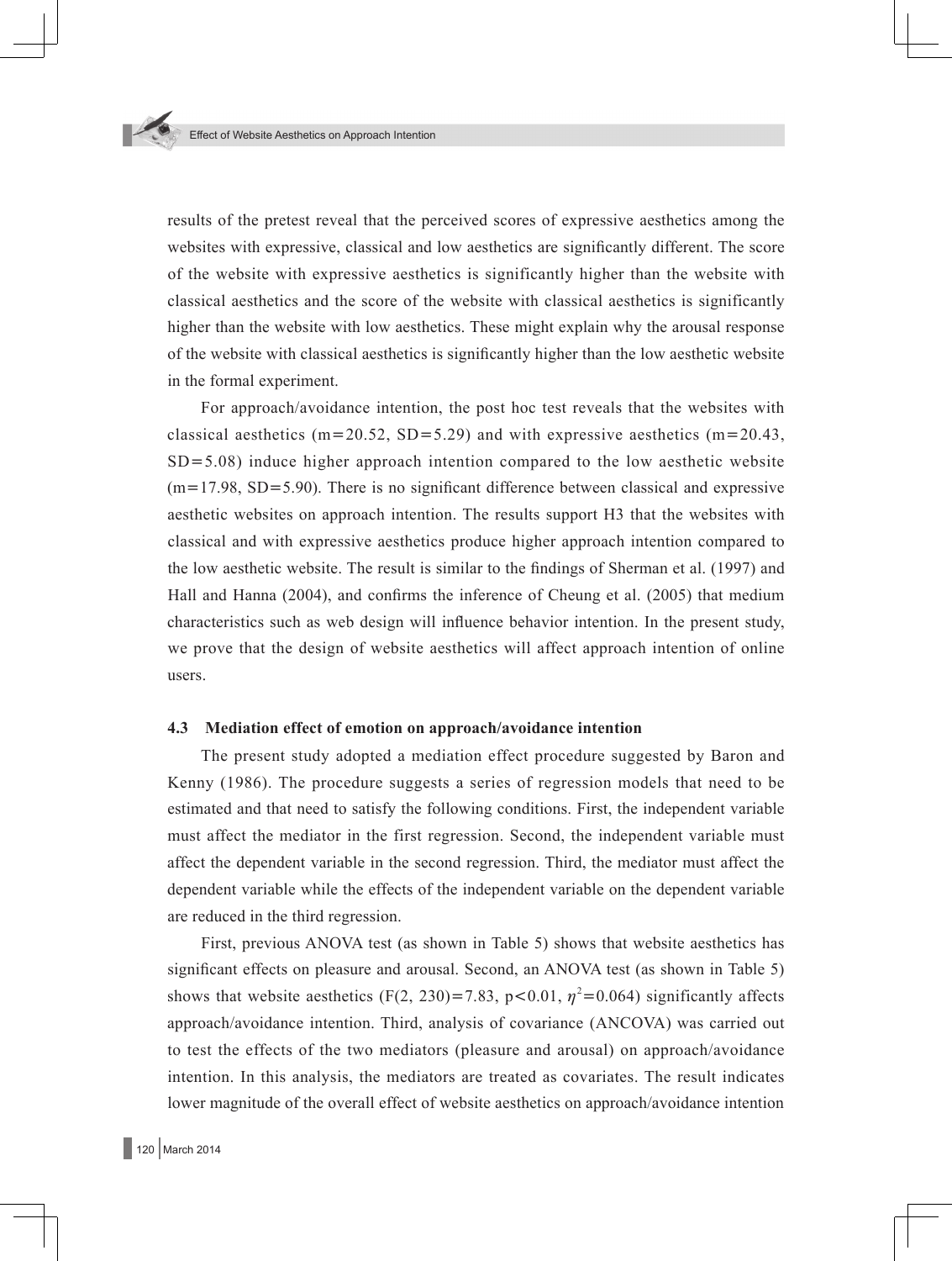results of the pretest reveal that the perceived scores of expressive aesthetics among the websites with expressive, classical and low aesthetics are significantly different. The score of the website with expressive aesthetics is significantly higher than the website with classical aesthetics and the score of the website with classical aesthetics is significantly higher than the website with low aesthetics. These might explain why the arousal response of the website with classical aesthetics is significantly higher than the low aesthetic website in the formal experiment.

For approach/avoidance intention, the post hoc test reveals that the websites with classical aesthetics ($m=20.52$, $SD=5.29$) and with expressive aesthetics ($m=20.43$, $SD=5.08$) induce higher approach intention compared to the low aesthetic website ($m=17.98$, $SD=5.90$). There is no significant difference between classical and expressive aesthetic websites on approach intention. The results support H3 that the websites with classical and with expressive aesthetics produce higher approach intention compared to the low aesthetic website. The result is similar to the findings of Sherman et al. (1997) and Hall and Hanna (2004), and confirms the inference of Cheung et al. (2005) that medium characteristics such as web design will influence behavior intention. In the present study, we prove that the design of website aesthetics will affect approach intention of online users.

### 4.3 Mediation effect of emotion on approach/avoidance intention

The present study adopted a mediation effect procedure suggested by Baron and Kenny (1986). The procedure suggests a series of regression models that need to be estimated and that need to satisfy the following conditions. First, the independent variable must affect the mediator in the first regression. Second, the independent variable must affect the dependent variable in the second regression. Third, the mediator must affect the dependent variable while the effects of the independent variable on the dependent variable are reduced in the third regression.

First, previous ANOVA test (as shown in Table 5) shows that website aesthetics has significant effects on pleasure and arousal. Second, an ANOVA test (as shown in Table 5) shows that website aesthetics ($F(2, 230)=7.83$, $p<0.01$, $\eta^2=0.064$) significantly affects approach/avoidance intention. Third, analysis of covariance (ANCOVA) was carried out to test the effects of the two mediators (pleasure and arousal) on approach/avoidance intention. In this analysis, the mediators are treated as covariates. The result indicates lower magnitude of the overall effect of website aesthetics on approach/avoidance intention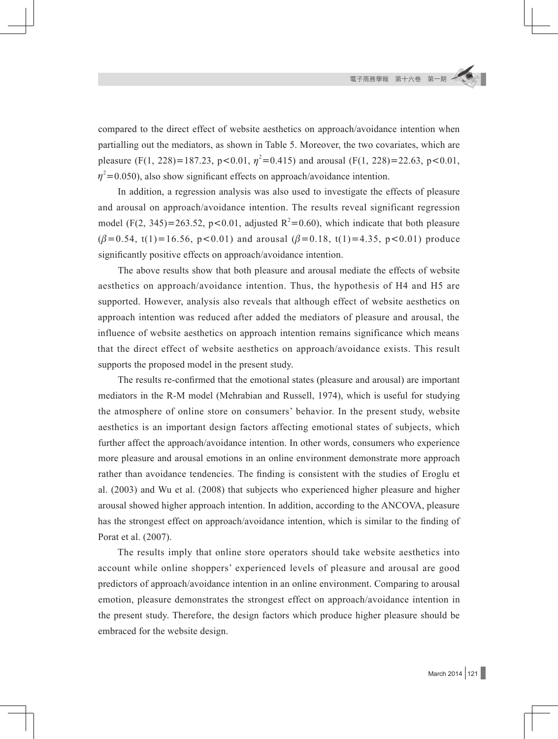compared to the direct effect of website aesthetics on approach/avoidance intention when partialling out the mediators, as shown in Table 5. Moreover, the two covariates, which are pleasure ($F(1, 228)=187.23$, $p<0.01$, $\eta^2=0.415$) and arousal ($F(1, 228)=22.63$, $p<0.01$, $\eta^2=0.050$), also show significant effects on approach/avoidance intention.

In addition, a regression analysis was also used to investigate the effects of pleasure and arousal on approach/avoidance intention. The results reveal significant regression model ($F(2, 345)=263.52$, $p<0.01$, adjusted $R^2=0.60$), which indicate that both pleasure ($\beta=0.54$, $t(1)=16.56$, $p<0.01$) and arousal ($\beta=0.18$, $t(1)=4.35$, $p<0.01$) produce significantly positive effects on approach/avoidance intention.

The above results show that both pleasure and arousal mediate the effects of website aesthetics on approach/avoidance intention. Thus, the hypothesis of H4 and H5 are supported. However, analysis also reveals that although effect of website aesthetics on approach intention was reduced after added the mediators of pleasure and arousal, the influence of website aesthetics on approach intention remains significance which means that the direct effect of website aesthetics on approach/avoidance exists. This result supports the proposed model in the present study.

The results re-confirmed that the emotional states (pleasure and arousal) are important mediators in the R-M model (Mehrabian and Russell, 1974), which is useful for studying the atmosphere of online store on consumers' behavior. In the present study, website aesthetics is an important design factors affecting emotional states of subjects, which further affect the approach/avoidance intention. In other words, consumers who experience more pleasure and arousal emotions in an online environment demonstrate more approach rather than avoidance tendencies. The finding is consistent with the studies of Eroglu et al. (2003) and Wu et al. (2008) that subjects who experienced higher pleasure and higher arousal showed higher approach intention. In addition, according to the ANCOVA, pleasure has the strongest effect on approach/avoidance intention, which is similar to the finding of Porat et al. (2007).

The results imply that online store operators should take website aesthetics into account while online shoppers' experienced levels of pleasure and arousal are good predictors of approach/avoidance intention in an online environment. Comparing to arousal emotion, pleasure demonstrates the strongest effect on approach/avoidance intention in the present study. Therefore, the design factors which produce higher pleasure should be embraced for the website design.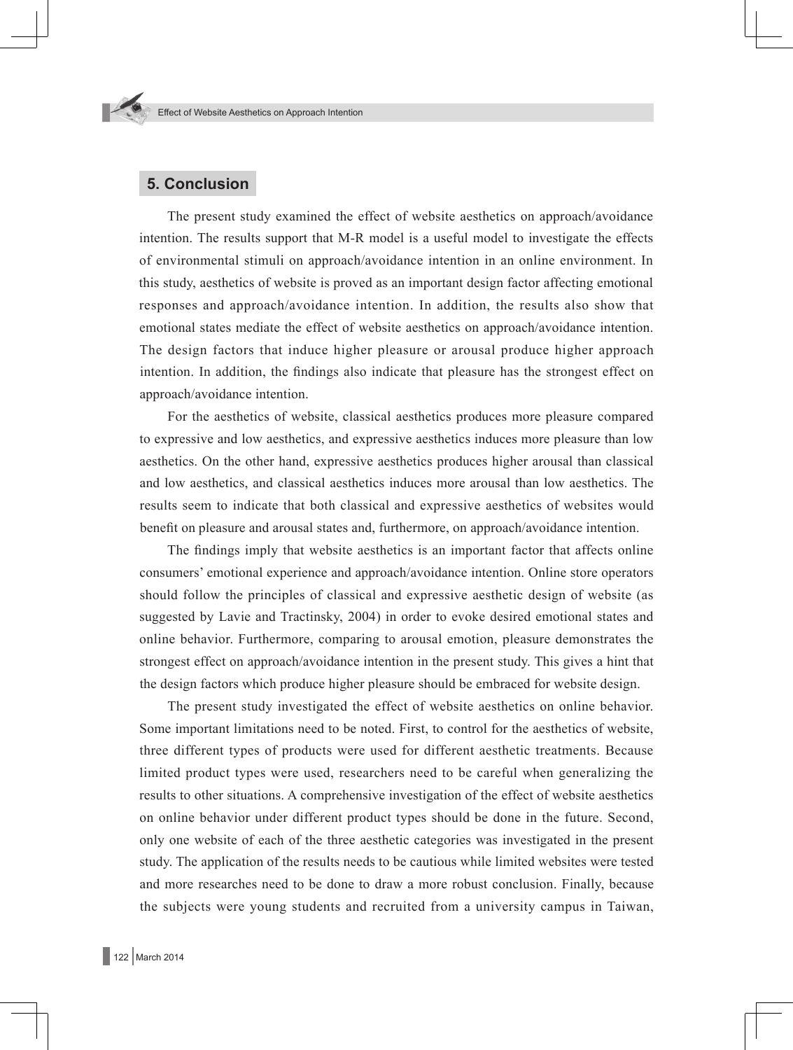## 5. Conclusion

The present study examined the effect of website aesthetics on approach/avoidance intention. The results support that M-R model is a useful model to investigate the effects of environmental stimuli on approach/avoidance intention in an online environment. In this study, aesthetics of website is proved as an important design factor affecting emotional responses and approach/avoidance intention. In addition, the results also show that emotional states mediate the effect of website aesthetics on approach/avoidance intention. The design factors that induce higher pleasure or arousal produce higher approach intention. In addition, the findings also indicate that pleasure has the strongest effect on approach/avoidance intention.

For the aesthetics of website, classical aesthetics produces more pleasure compared to expressive and low aesthetics, and expressive aesthetics induces more pleasure than low aesthetics. On the other hand, expressive aesthetics produces higher arousal than classical and low aesthetics, and classical aesthetics induces more arousal than low aesthetics. The results seem to indicate that both classical and expressive aesthetics of websites would benefit on pleasure and arousal states and, furthermore, on approach/avoidance intention.

The findings imply that website aesthetics is an important factor that affects online consumers' emotional experience and approach/avoidance intention. Online store operators should follow the principles of classical and expressive aesthetic design of website (as suggested by Lavie and Tractinsky, 2004) in order to evoke desired emotional states and online behavior. Furthermore, comparing to arousal emotion, pleasure demonstrates the strongest effect on approach/avoidance intention in the present study. This gives a hint that the design factors which produce higher pleasure should be embraced for website design.

The present study investigated the effect of website aesthetics on online behavior. Some important limitations need to be noted. First, to control for the aesthetics of website, three different types of products were used for different aesthetic treatments. Because limited product types were used, researchers need to be careful when generalizing the results to other situations. A comprehensive investigation of the effect of website aesthetics on online behavior under different product types should be done in the future. Second, only one website of each of the three aesthetic categories was investigated in the present study. The application of the results needs to be cautious while limited websites were tested and more researches need to be done to draw a more robust conclusion. Finally, because the subjects were young students and recruited from a university campus in Taiwan,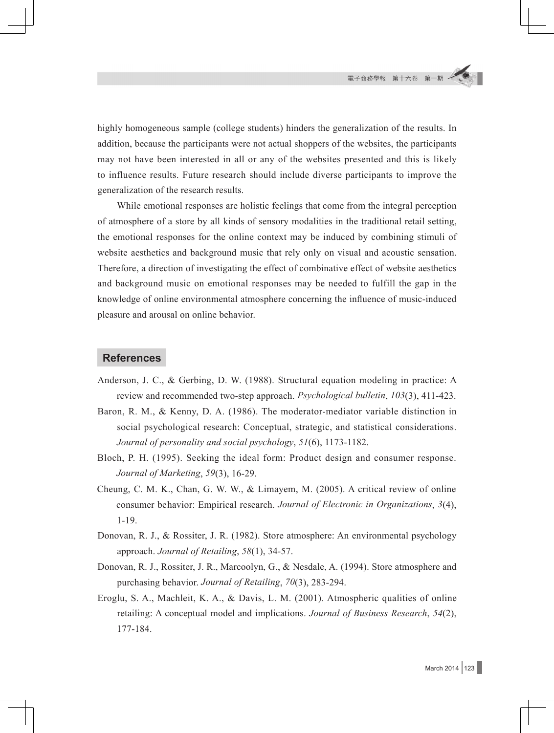highly homogeneous sample (college students) hinders the generalization of the results. In addition, because the participants were not actual shoppers of the websites, the participants may not have been interested in all or any of the websites presented and this is likely to influence results. Future research should include diverse participants to improve the generalization of the research results.

While emotional responses are holistic feelings that come from the integral perception of atmosphere of a store by all kinds of sensory modalities in the traditional retail setting, the emotional responses for the online context may be induced by combining stimuli of website aesthetics and background music that rely only on visual and acoustic sensation. Therefore, a direction of investigating the effect of combinative effect of website aesthetics and background music on emotional responses may be needed to fulfill the gap in the knowledge of online environmental atmosphere concerning the influence of music-induced pleasure and arousal on online behavior.

## References

Anderson, J. C., & Gerbing, D. W. (1988). Structural equation modeling in practice: A review and recommended two-step approach. *Psychological bulletin*, *103*(3), 411-423.

Baron, R. M., & Kenny, D. A. (1986). The moderator-mediator variable distinction in social psychological research: Conceptual, strategic, and statistical considerations. *Journal of personality and social psychology*, *51*(6), 1173-1182.

Bloch, P. H. (1995). Seeking the ideal form: Product design and consumer response. *Journal of Marketing*, *59*(3), 16-29.

Cheung, C. M. K., Chan, G. W. W., & Limayem, M. (2005). A critical review of online consumer behavior: Empirical research. *Journal of Electronic in Organizations*, *3*(4), 1-19.

Donovan, R. J., & Rossiter, J. R. (1982). Store atmosphere: An environmental psychology approach. *Journal of Retailing*, *58*(1), 34-57.

Donovan, R. J., Rossiter, J. R., Marcoolyn, G., & Nesdale, A. (1994). Store atmosphere and purchasing behavior. *Journal of Retailing*, *70*(3), 283-294.

Eroglu, S. A., Machleit, K. A., & Davis, L. M. (2001). Atmospheric qualities of online retailing: A conceptual model and implications. *Journal of Business Research*, *54*(2), 177-184.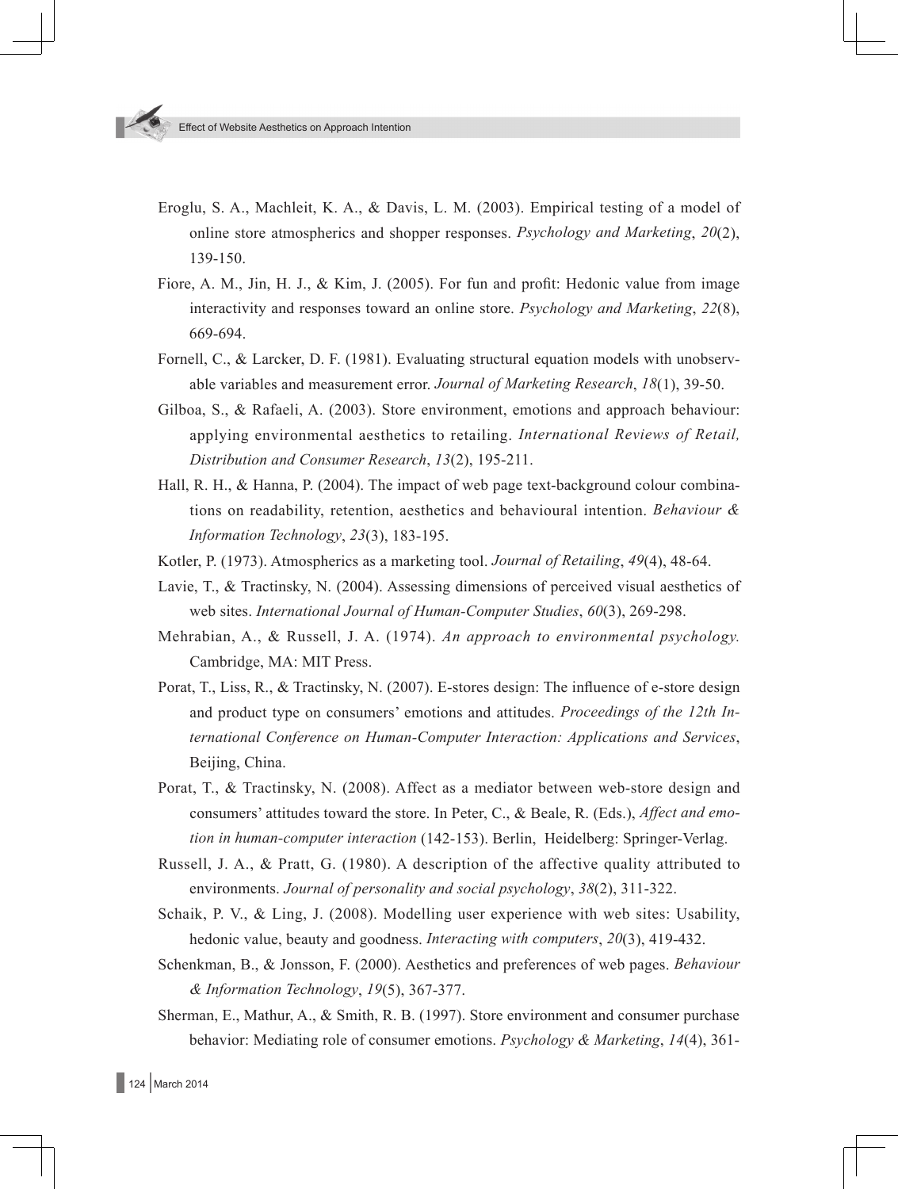Eroglu, S. A., Machleit, K. A., & Davis, L. M. (2003). Empirical testing of a model of online store atmospherics and shopper responses. *Psychology and Marketing*, *20*(2), 139-150.

Fiore, A. M., Jin, H. J., & Kim, J. (2005). For fun and profit: Hedonic value from image interactivity and responses toward an online store. *Psychology and Marketing*, *22*(8), 669-694.

Fornell, C., & Larcker, D. F. (1981). Evaluating structural equation models with unobservable variables and measurement error. *Journal of Marketing Research*, *18*(1), 39-50.

Gilboa, S., & Rafaeli, A. (2003). Store environment, emotions and approach behaviour: applying environmental aesthetics to retailing. *International Reviews of Retail, Distribution and Consumer Research*, *13*(2), 195-211.

Hall, R. H., & Hanna, P. (2004). The impact of web page text-background colour combinations on readability, retention, aesthetics and behavioural intention. *Behaviour & Information Technology*, *23*(3), 183-195.

Kotler, P. (1973). Atmospherics as a marketing tool. *Journal of Retailing*, *49*(4), 48-64.

Lavie, T., & Tractinsky, N. (2004). Assessing dimensions of perceived visual aesthetics of web sites. *International Journal of Human-Computer Studies*, *60*(3), 269-298.

Mehrabian, A., & Russell, J. A. (1974). *An approach to environmental psychology.* Cambridge, MA: MIT Press.

Porat, T., Liss, R., & Tractinsky, N. (2007). E-stores design: The influence of e-store design and product type on consumers' emotions and attitudes. *Proceedings of the 12th International Conference on Human-Computer Interaction: Applications and Services*, Beijing, China.

Porat, T., & Tractinsky, N. (2008). Affect as a mediator between web-store design and consumers' attitudes toward the store. In Peter, C., & Beale, R. (Eds.), *Affect and emotion in human-computer interaction* (142-153). Berlin, Heidelberg: Springer-Verlag.

Russell, J. A., & Pratt, G. (1980). A description of the affective quality attributed to environments. *Journal of personality and social psychology*, *38*(2), 311-322.

Schaik, P. V., & Ling, J. (2008). Modelling user experience with web sites: Usability, hedonic value, beauty and goodness. *Interacting with computers*, *20*(3), 419-432.

Schenkman, B., & Jonsson, F. (2000). Aesthetics and preferences of web pages. *Behaviour & Information Technology*, *19*(5), 367-377.

Sherman, E., Mathur, A., & Smith, R. B. (1997). Store environment and consumer purchase behavior: Mediating role of consumer emotions. *Psychology & Marketing*, *14*(4), 361-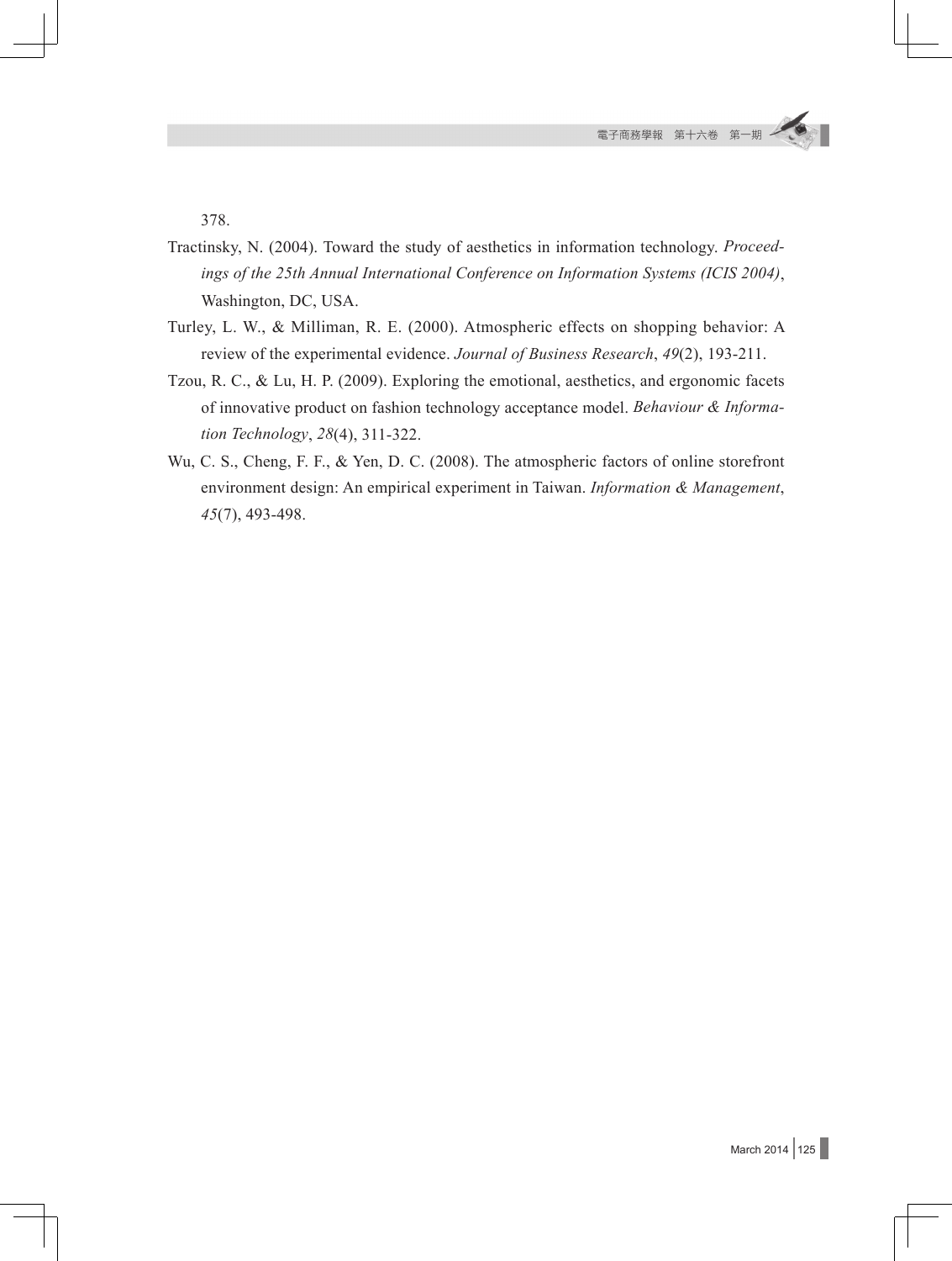378.

Tractinsky, N. (2004). Toward the study of aesthetics in information technology. *Proceedings of the 25th Annual International Conference on Information Systems (ICIS 2004)*, Washington, DC, USA.

Turley, L. W., & Milliman, R. E. (2000). Atmospheric effects on shopping behavior: A review of the experimental evidence. *Journal of Business Research*, *49*(2), 193-211.

Tzou, R. C., & Lu, H. P. (2009). Exploring the emotional, aesthetics, and ergonomic facets of innovative product on fashion technology acceptance model. *Behaviour & Information Technology*, *28*(4), 311-322.

Wu, C. S., Cheng, F. F., & Yen, D. C. (2008). The atmospheric factors of online storefront environment design: An empirical experiment in Taiwan. *Information & Management*, *45*(7), 493-498.